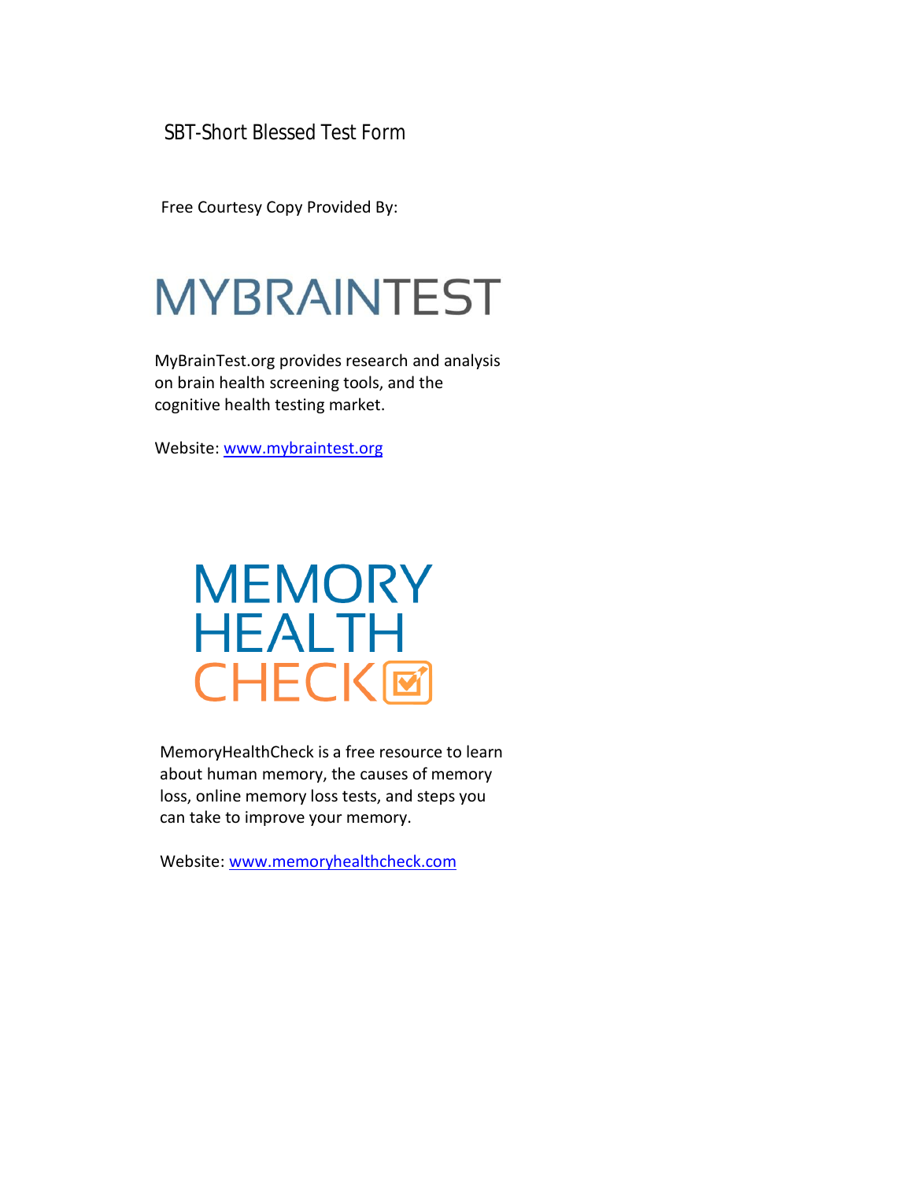# SBT-Short Blessed Test Form

Free Courtesy Copy Provided By:

MYBRAINTEST

MyBrainTest.org provides research and analysis on brain health screening tools, and the cognitive health testing market.

Website: www.mybraintest.org

MEMORY HEALTH CHECK

MemoryHealthCheck is a free resource to learn about human memory, the causes of memory loss, online memory loss tests, and steps you can take to improve your memory.

Website: www.memoryhealthcheck.com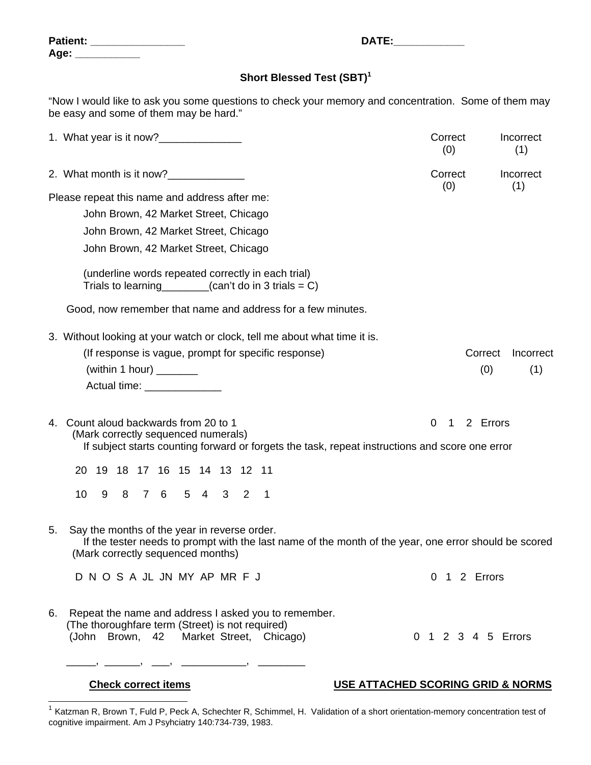**Patient:** _______________ **DATE:**___________
**Age:** __________

## Short Blessed Test (SBT)[1]

"Now I would like to ask you some questions to check your memory and concentration. Some of them may be easy and some of them may be hard."

1. What year is it now?______________ Correct (0) Incorrect (1)

2. What month is it now?_____________ Correct (0) Incorrect (1)

Please repeat this name and address after me:

John Brown, 42 Market Street, Chicago

John Brown, 42 Market Street, Chicago

John Brown, 42 Market Street, Chicago

(underline words repeated correctly in each trial)
Trials to learning________(can't do in 3 trials = C)

Good, now remember that name and address for a few minutes.

3. Without looking at your watch or clock, tell me about what time it is.

   (If response is vague, prompt for specific response) Correct (0) Incorrect (1)

   (within 1 hour) _______

   Actual time: _____________

4. Count aloud backwards from 20 to 1 0 1 2 Errors
   (Mark correctly sequenced numerals)
   If subject starts counting forward or forgets the task, repeat instructions and score one error

   20 19 18 17 16 15 14 13 12 11

   10 9 8 7 6 5 4 3 2 1

5. Say the months of the year in reverse order.
   If the tester needs to prompt with the last name of the month of the year, one error should be scored
   (Mark correctly sequenced months)

   D N O S A JL JN MY AP MR F J 0 1 2 Errors

6. Repeat the name and address I asked you to remember.
   (The thoroughfare term (Street) is not required)
   (John Brown, 42 Market Street, Chicago) 0 1 2 3 4 5 Errors

   _____, ______, ___, ___________, ________

**Check correct items** **USE ATTACHED SCORING GRID & NORMS**

[1] Katzman R, Brown T, Fuld P, Peck A, Schechter R, Schimmel, H. Validation of a short orientation-memory concentration test of cognitive impairment. Am J Psyhciatry 140:734-739, 1983.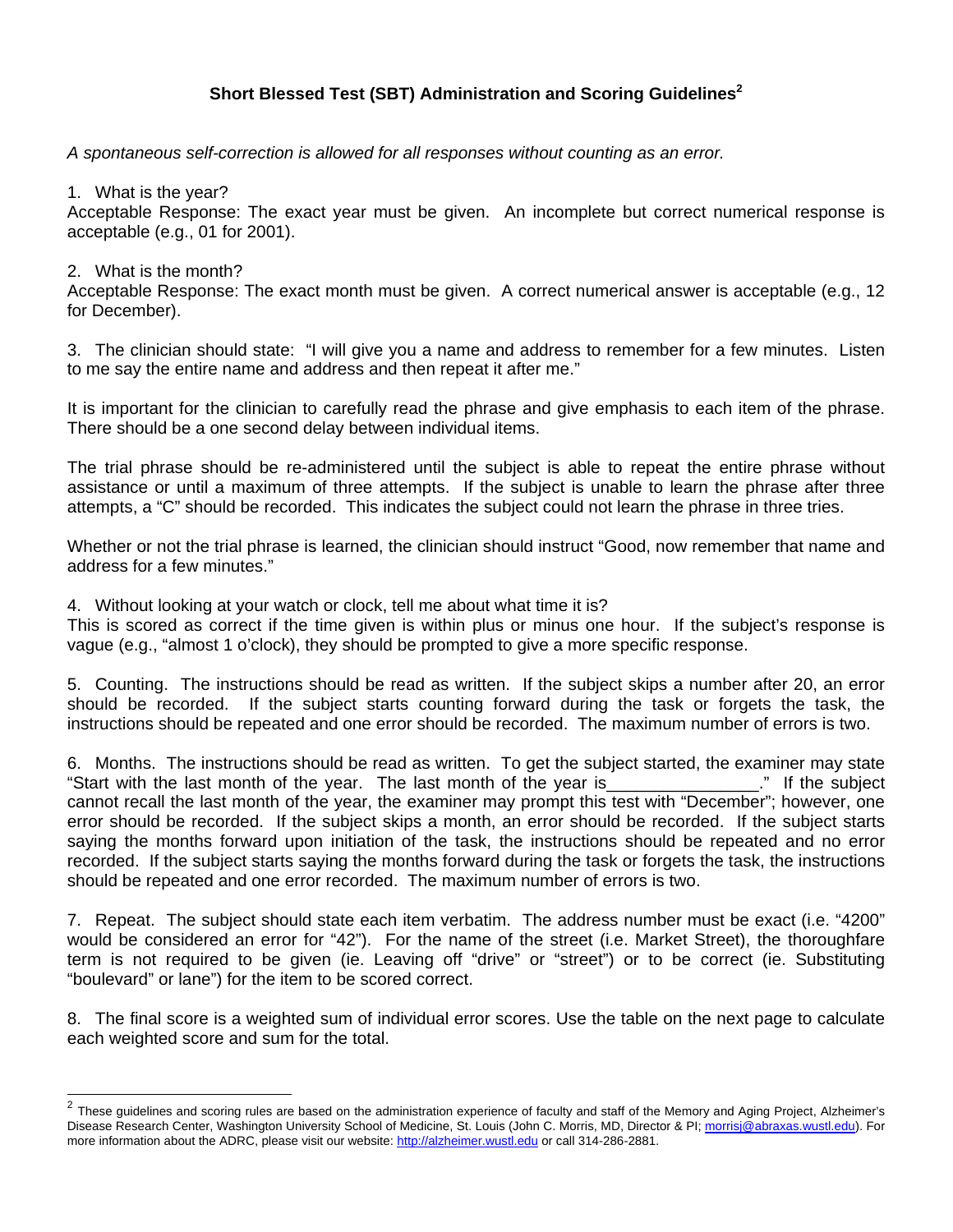# Short Blessed Test (SBT) Administration and Scoring Guidelines[2]

*A spontaneous self-correction is allowed for all responses without counting as an error.*

1. What is the year?

Acceptable Response: The exact year must be given. An incomplete but correct numerical response is acceptable (e.g., 01 for 2001).

2. What is the month?

Acceptable Response: The exact month must be given. A correct numerical answer is acceptable (e.g., 12 for December).

3. The clinician should state: "I will give you a name and address to remember for a few minutes. Listen to me say the entire name and address and then repeat it after me."

It is important for the clinician to carefully read the phrase and give emphasis to each item of the phrase. There should be a one second delay between individual items.

The trial phrase should be re-administered until the subject is able to repeat the entire phrase without assistance or until a maximum of three attempts. If the subject is unable to learn the phrase after three attempts, a "C" should be recorded. This indicates the subject could not learn the phrase in three tries.

Whether or not the trial phrase is learned, the clinician should instruct "Good, now remember that name and address for a few minutes."

4. Without looking at your watch or clock, tell me about what time it is?

This is scored as correct if the time given is within plus or minus one hour. If the subject's response is vague (e.g., "almost 1 o'clock), they should be prompted to give a more specific response.

5. Counting. The instructions should be read as written. If the subject skips a number after 20, an error should be recorded. If the subject starts counting forward during the task or forgets the task, the instructions should be repeated and one error should be recorded. The maximum number of errors is two.

6. Months. The instructions should be read as written. To get the subject started, the examiner may state "Start with the last month of the year. The last month of the year is________________." If the subject cannot recall the last month of the year, the examiner may prompt this test with "December"; however, one error should be recorded. If the subject skips a month, an error should be recorded. If the subject starts saying the months forward upon initiation of the task, the instructions should be repeated and no error recorded. If the subject starts saying the months forward during the task or forgets the task, the instructions should be repeated and one error recorded. The maximum number of errors is two.

7. Repeat. The subject should state each item verbatim. The address number must be exact (i.e. "4200" would be considered an error for "42"). For the name of the street (i.e. Market Street), the thoroughfare term is not required to be given (ie. Leaving off "drive" or "street") or to be correct (ie. Substituting "boulevard" or lane") for the item to be scored correct.

8. The final score is a weighted sum of individual error scores. Use the table on the next page to calculate each weighted score and sum for the total.

---

[2] These guidelines and scoring rules are based on the administration experience of faculty and staff of the Memory and Aging Project, Alzheimer's Disease Research Center, Washington University School of Medicine, St. Louis (John C. Morris, MD, Director & PI; morrisj@abraxas.wustl.edu). For more information about the ADRC, please visit our website: http://alzheimer.wustl.edu or call 314-286-2881.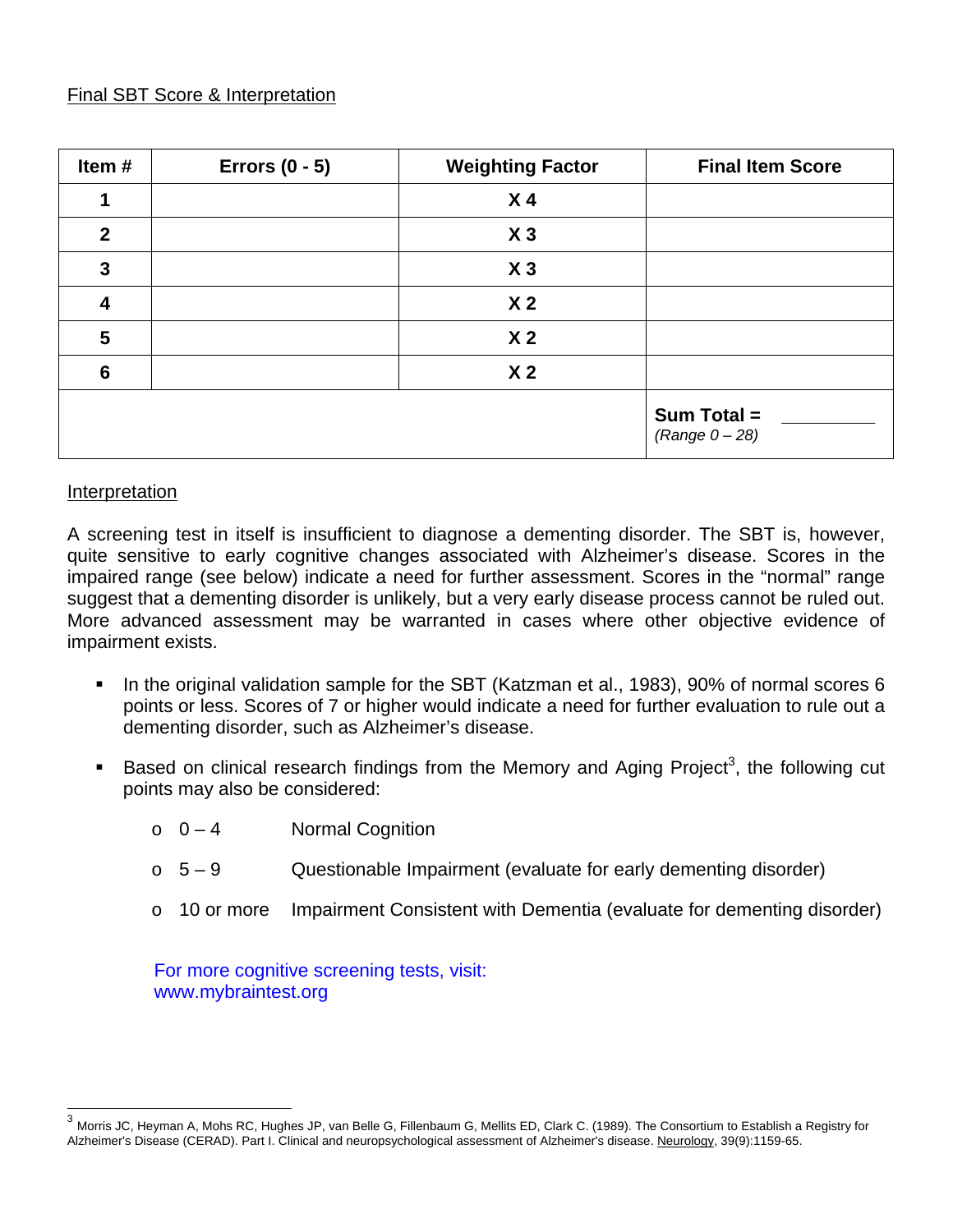## Final SBT Score & Interpretation

| Item # | Errors (0 - 5) | Weighting Factor | Final Item Score |
|---|---|---|---|
| 1 | | X 4 | |
| 2 | | X 3 | |
| 3 | | X 3 | |
| 4 | | X 2 | |
| 5 | | X 2 | |
| 6 | | X 2 | |
| | | | **Sum Total =** ________ *(Range 0 – 28)* |

## Interpretation

A screening test in itself is insufficient to diagnose a dementing disorder. The SBT is, however, quite sensitive to early cognitive changes associated with Alzheimer's disease. Scores in the impaired range (see below) indicate a need for further assessment. Scores in the "normal" range suggest that a dementing disorder is unlikely, but a very early disease process cannot be ruled out. More advanced assessment may be warranted in cases where other objective evidence of impairment exists.

- In the original validation sample for the SBT (Katzman et al., 1983), 90% of normal scores 6 points or less. Scores of 7 or higher would indicate a need for further evaluation to rule out a dementing disorder, such as Alzheimer's disease.
- Based on clinical research findings from the Memory and Aging Project[3], the following cut points may also be considered:
  - 0 – 4 Normal Cognition
  - 5 – 9 Questionable Impairment (evaluate for early dementing disorder)
  - 10 or more Impairment Consistent with Dementia (evaluate for dementing disorder)

For more cognitive screening tests, visit:
www.mybraintest.org

[3] Morris JC, Heyman A, Mohs RC, Hughes JP, van Belle G, Fillenbaum G, Mellits ED, Clark C. (1989). The Consortium to Establish a Registry for Alzheimer's Disease (CERAD). Part I. Clinical and neuropsychological assessment of Alzheimer's disease. Neurology, 39(9):1159-65.